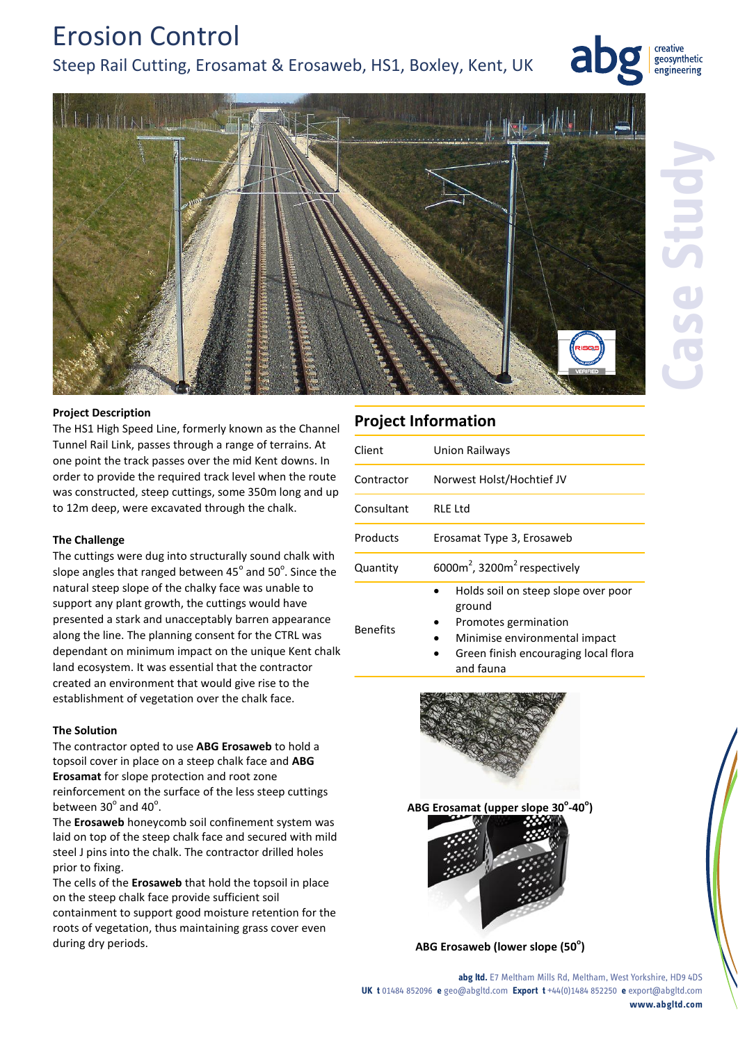# Erosion Control

## Steep Rail Cutting, Erosamat & Erosaweb, HS1, Boxley, Kent, UK

abg creative geosynthetic engineering

Case Study

### Project Description

The HS1 High Speed Line, formerly known as the Channel Tunnel Rail Link, passes through a range of terrains. At one point the track passes over the mid Kent downs. In order to provide the required track level when the route was constructed, steep cuttings, some 350m long and up to 12m deep, were excavated through the chalk.

### The Challenge

The cuttings were dug into structurally sound chalk with slope angles that ranged between 45° and 50°. Since the natural steep slope of the chalky face was unable to support any plant growth, the cuttings would have presented a stark and unacceptably barren appearance along the line. The planning consent for the CTRL was dependant on minimum impact on the unique Kent chalk land ecosystem. It was essential that the contractor created an environment that would give rise to the establishment of vegetation over the chalk face.

### The Solution

The contractor opted to use **ABG Erosaweb** to hold a topsoil cover in place on a steep chalk face and **ABG Erosamat** for slope protection and root zone reinforcement on the surface of the less steep cuttings between 30° and 40°.

The **Erosaweb** honeycomb soil confinement system was laid on top of the steep chalk face and secured with mild steel J pins into the chalk. The contractor drilled holes prior to fixing.

The cells of the **Erosaweb** that hold the topsoil in place on the steep chalk face provide sufficient soil containment to support good moisture retention for the roots of vegetation, thus maintaining grass cover even during dry periods.

## Project Information

| | |
|---|---|
| Client | Union Railways |
| Contractor | Norwest Holst/Hochtief JV |
| Consultant | RLE Ltd |
| Products | Erosamat Type 3, Erosaweb |
| Quantity | 6000m², 3200m² respectively |
| Benefits | • Holds soil on steep slope over poor ground<br>• Promotes germination<br>• Minimise environmental impact<br>• Green finish encouraging local flora and fauna |

**ABG Erosamat (upper slope 30°-40°)**

**ABG Erosaweb (lower slope (50°)**

**abg ltd.** E7 Meltham Mills Rd, Meltham, West Yorkshire, HD9 4DS
**UK t** 01484 852096 **e** geo@abgltd.com **Export t** +44(0)1484 852250 **e** export@abgltd.com
**www.abgltd.com**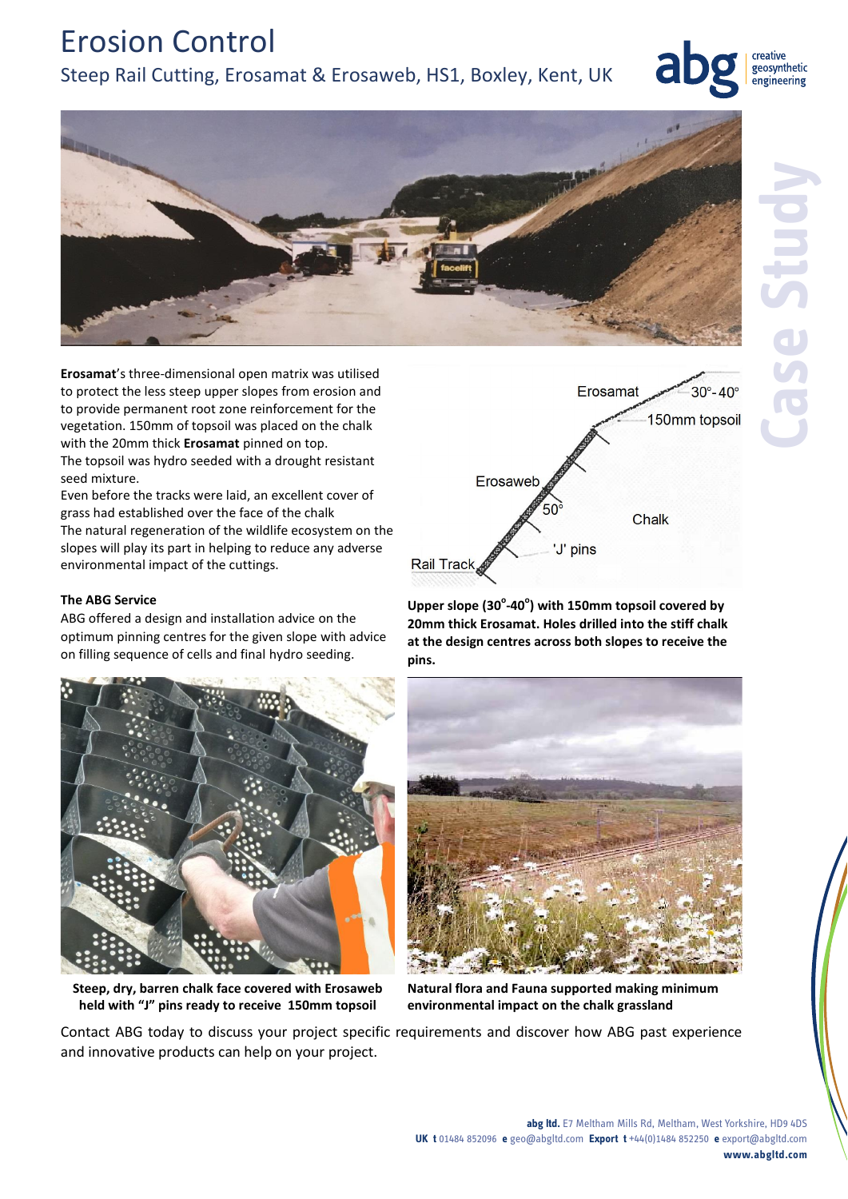# Erosion Control

## Steep Rail Cutting, Erosamat & Erosaweb, HS1, Boxley, Kent, UK

**Erosamat**'s three-dimensional open matrix was utilised to protect the less steep upper slopes from erosion and to provide permanent root zone reinforcement for the vegetation. 150mm of topsoil was placed on the chalk with the 20mm thick **Erosamat** pinned on top.
The topsoil was hydro seeded with a drought resistant seed mixture.
Even before the tracks were laid, an excellent cover of grass had established over the face of the chalk
The natural regeneration of the wildlife ecosystem on the slopes will play its part in helping to reduce any adverse environmental impact of the cuttings.

Erosamat
30°-40°
150mm topsoil
Erosaweb
50°
Chalk
'J' pins
Rail Track

**Upper slope (30°-40°) with 150mm topsoil covered by 20mm thick Erosamat. Holes drilled into the stiff chalk at the design centres across both slopes to receive the pins.**

### The ABG Service

ABG offered a design and installation advice on the optimum pinning centres for the given slope with advice on filling sequence of cells and final hydro seeding.

**Steep, dry, barren chalk face covered with Erosaweb held with "J" pins ready to receive 150mm topsoil**

**Natural flora and Fauna supported making minimum environmental impact on the chalk grassland**

Contact ABG today to discuss your project specific requirements and discover how ABG past experience and innovative products can help on your project.

**abg ltd.** E7 Meltham Mills Rd, Meltham, West Yorkshire, HD9 4DS
**UK t** 01484 852096 **e** geo@abgltd.com **Export t** +44(0)1484 852250 **e** export@abgltd.com
**www.abgltd.com**